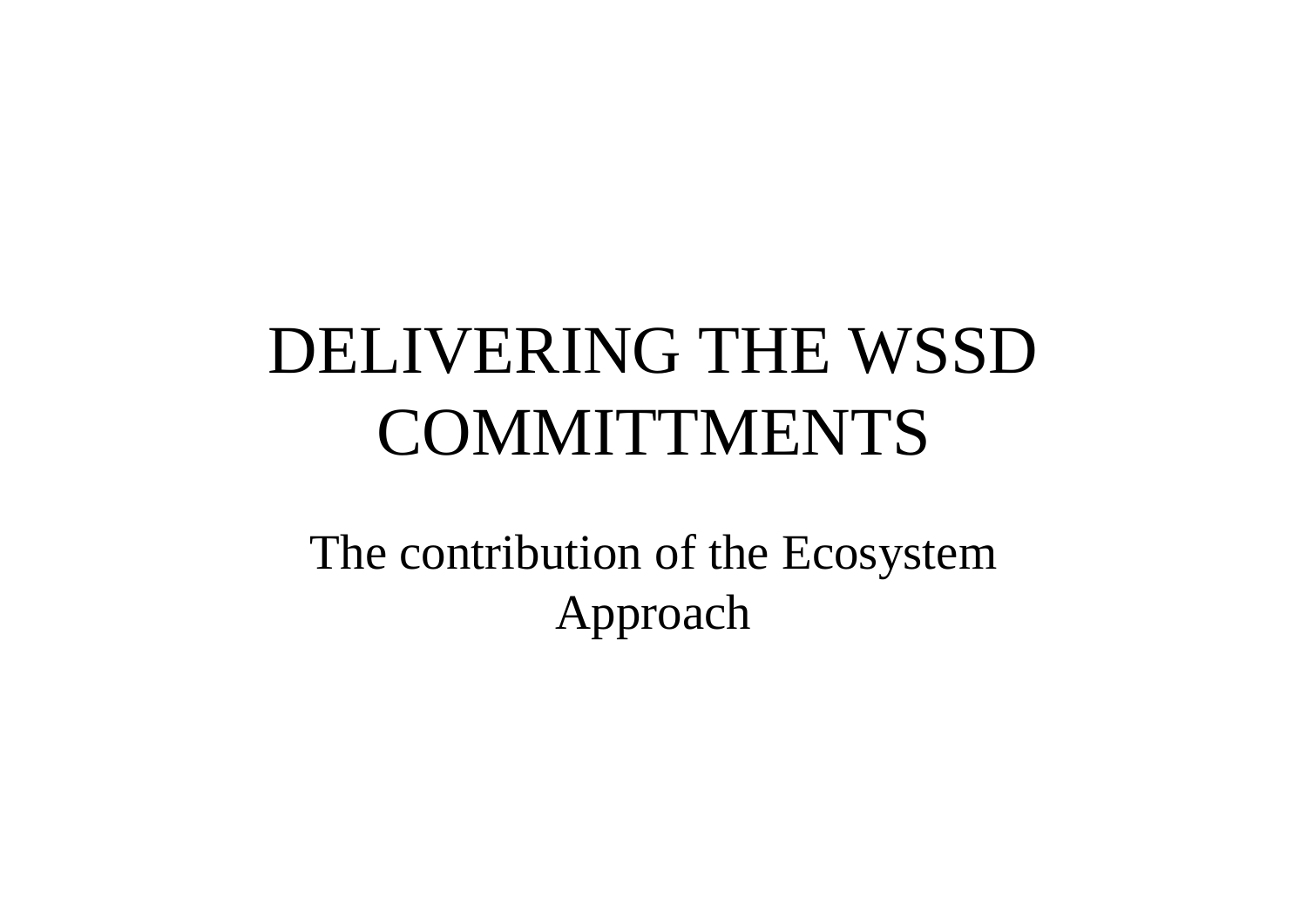# DELIVERING THE WSSD COMMITTMENTS

The contribution of the Ecosystem Approach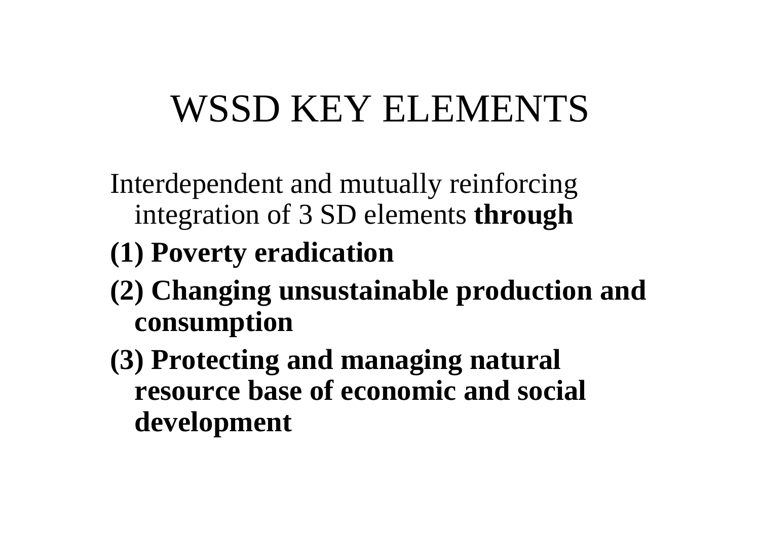# WSSD KEY ELEMENTS

Interdependent and mutually reinforcing integration of 3 SD elements **through**

**(1) Poverty eradication**

**(2) Changing unsustainable production and consumption**

**(3) Protecting and managing natural resource base of economic and social development**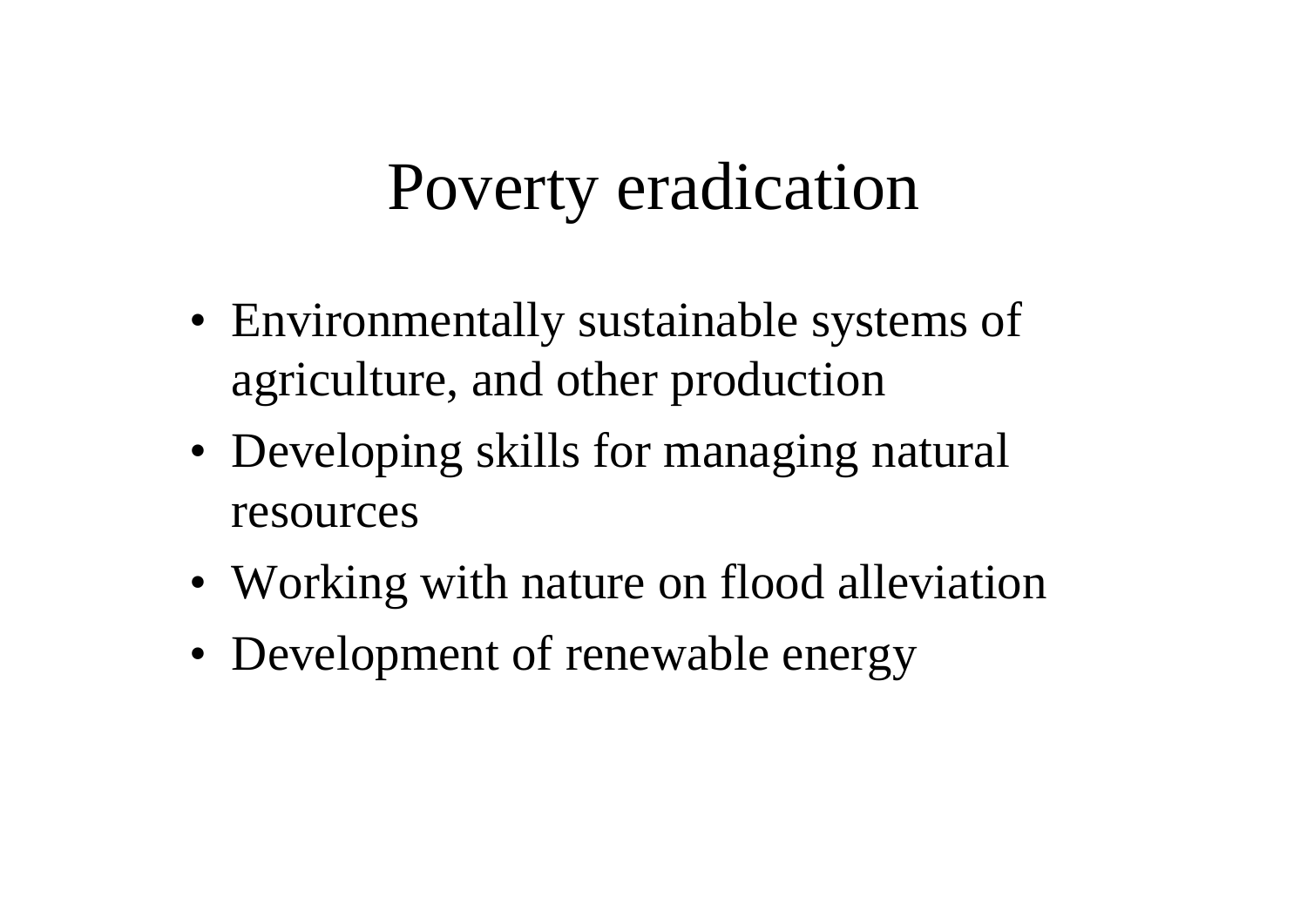# Poverty eradication

- Environmentally sustainable systems of agriculture, and other production
- Developing skills for managing natural resources
- Working with nature on flood alleviation
- Development of renewable energy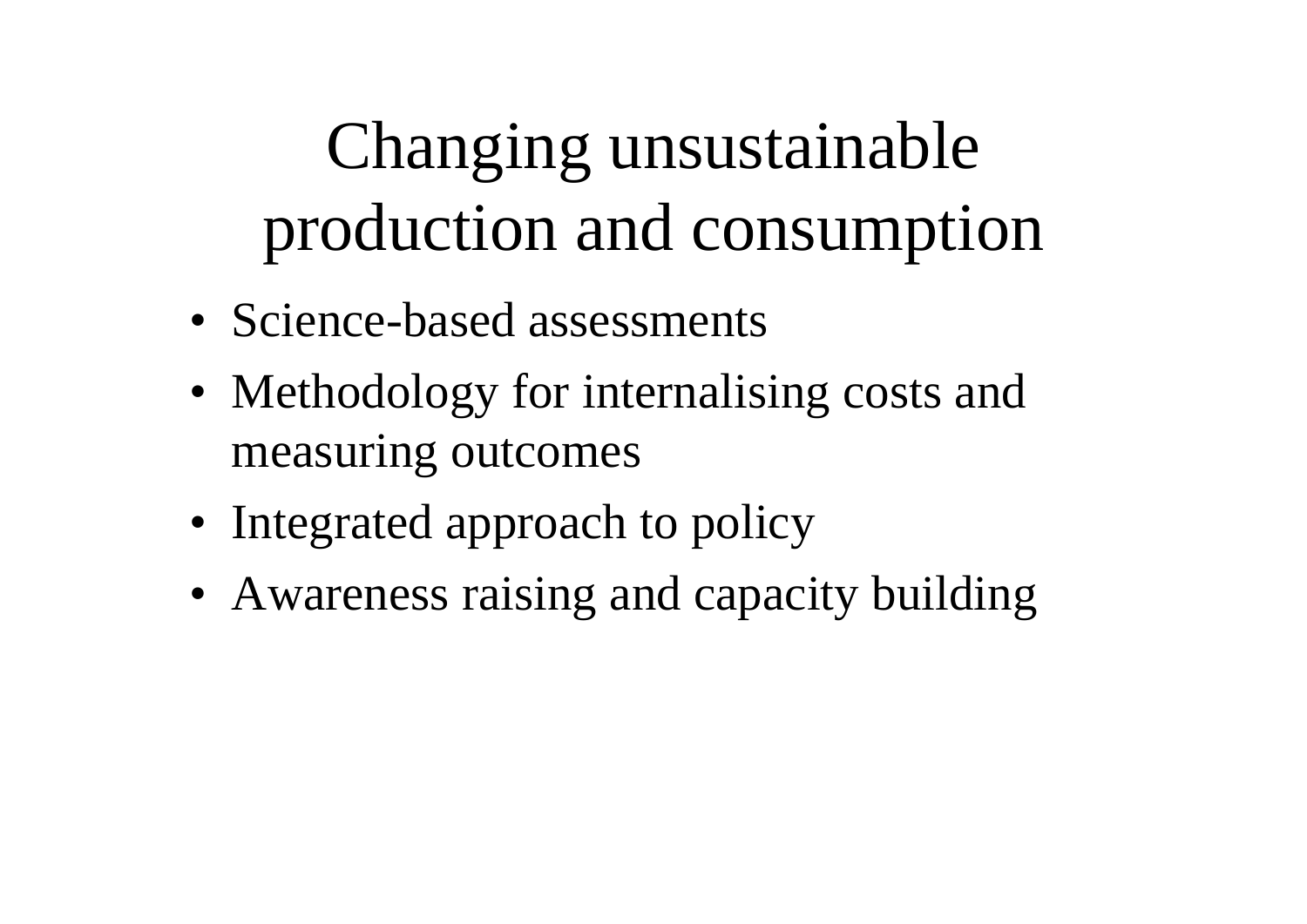# Changing unsustainable production and consumption

- Science-based assessments
- Methodology for internalising costs and measuring outcomes
- Integrated approach to policy
- Awareness raising and capacity building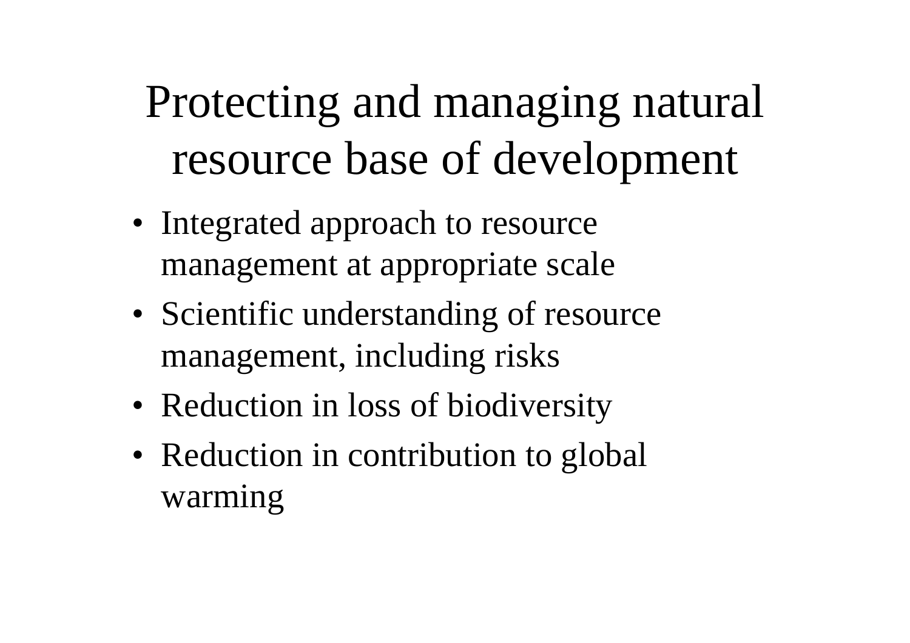# Protecting and managing natural resource base of development

- Integrated approach to resource management at appropriate scale
- Scientific understanding of resource management, including risks
- Reduction in loss of biodiversity
- Reduction in contribution to global warming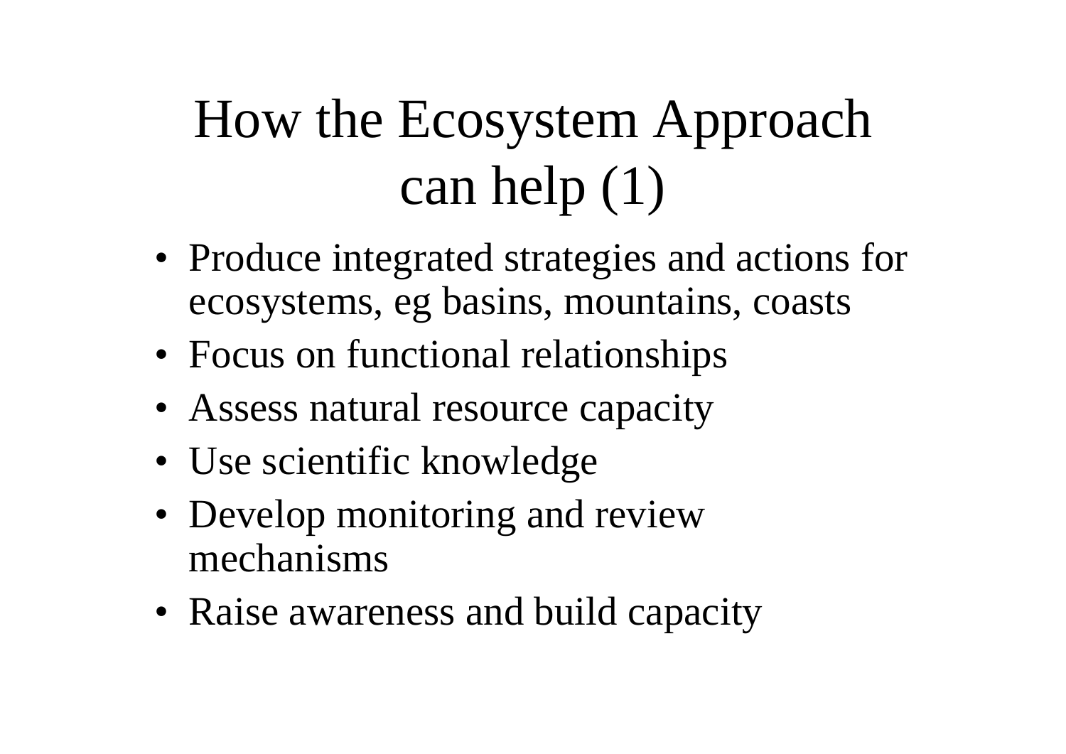# How the Ecosystem Approach can help (1)

- Produce integrated strategies and actions for ecosystems, eg basins, mountains, coasts
- Focus on functional relationships
- Assess natural resource capacity
- Use scientific knowledge
- Develop monitoring and review mechanisms
- Raise awareness and build capacity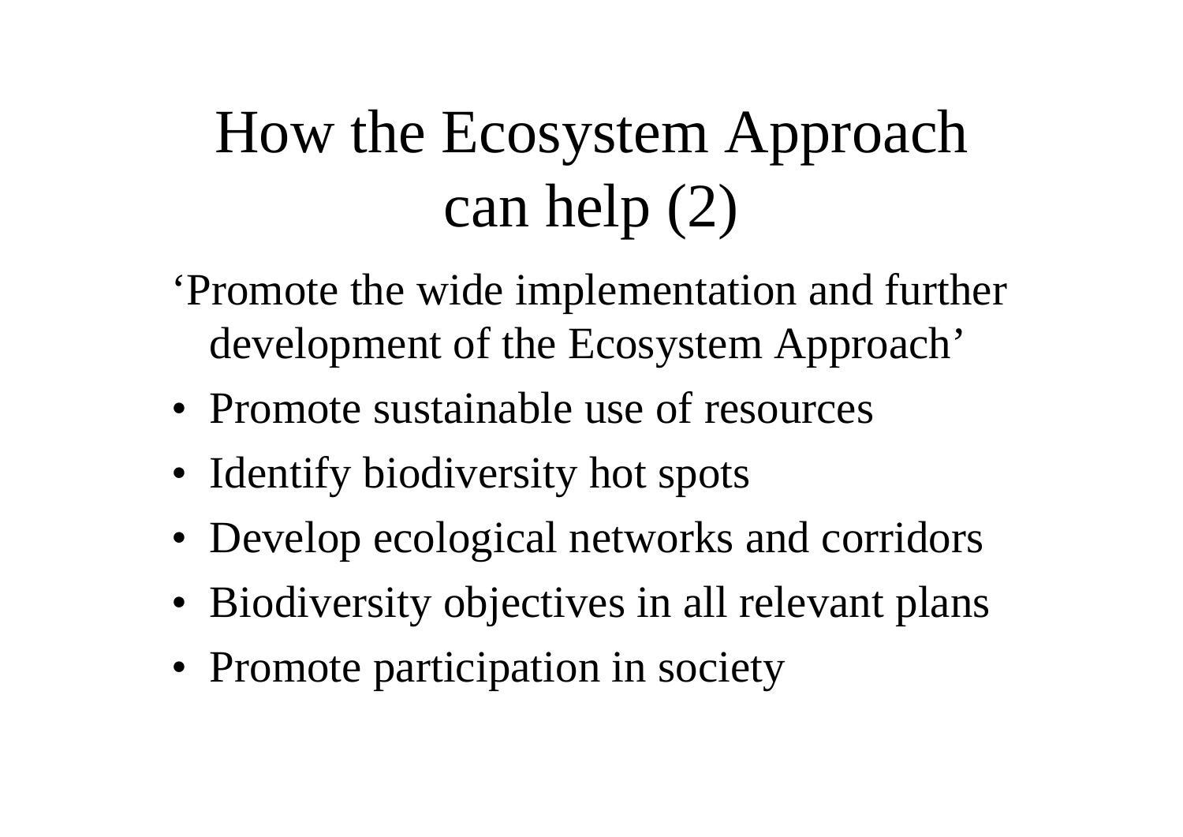# How the Ecosystem Approach can help (2)

‘Promote the wide implementation and further development of the Ecosystem Approach’

- Promote sustainable use of resources
- Identify biodiversity hot spots
- Develop ecological networks and corridors
- Biodiversity objectives in all relevant plans
- Promote participation in society